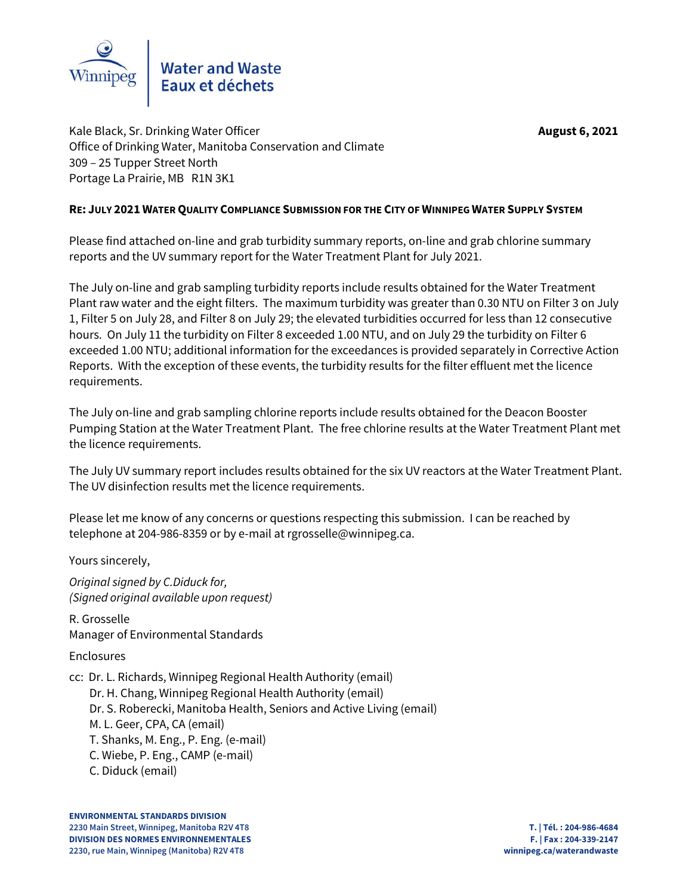Winnipeg | **Water and Waste**
**Eaux et déchets**

Kale Black, Sr. Drinking Water Officer
Office of Drinking Water, Manitoba Conservation and Climate
309 – 25 Tupper Street North
Portage La Prairie, MB R1N 3K1

**August 6, 2021**

**RE: JULY 2021 WATER QUALITY COMPLIANCE SUBMISSION FOR THE CITY OF WINNIPEG WATER SUPPLY SYSTEM**

Please find attached on-line and grab turbidity summary reports, on-line and grab chlorine summary reports and the UV summary report for the Water Treatment Plant for July 2021.

The July on-line and grab sampling turbidity reports include results obtained for the Water Treatment Plant raw water and the eight filters. The maximum turbidity was greater than 0.30 NTU on Filter 3 on July 1, Filter 5 on July 28, and Filter 8 on July 29; the elevated turbidities occurred for less than 12 consecutive hours. On July 11 the turbidity on Filter 8 exceeded 1.00 NTU, and on July 29 the turbidity on Filter 6 exceeded 1.00 NTU; additional information for the exceedances is provided separately in Corrective Action Reports. With the exception of these events, the turbidity results for the filter effluent met the licence requirements.

The July on-line and grab sampling chlorine reports include results obtained for the Deacon Booster Pumping Station at the Water Treatment Plant. The free chlorine results at the Water Treatment Plant met the licence requirements.

The July UV summary report includes results obtained for the six UV reactors at the Water Treatment Plant. The UV disinfection results met the licence requirements.

Please let me know of any concerns or questions respecting this submission. I can be reached by telephone at 204-986-8359 or by e-mail at rgrosselle@winnipeg.ca.

Yours sincerely,

*Original signed by C.Diduck for,*
*(Signed original available upon request)*

R. Grosselle
Manager of Environmental Standards

Enclosures

cc: Dr. L. Richards, Winnipeg Regional Health Authority (email)
Dr. H. Chang, Winnipeg Regional Health Authority (email)
Dr. S. Roberecki, Manitoba Health, Seniors and Active Living (email)
M. L. Geer, CPA, CA (email)
T. Shanks, M. Eng., P. Eng. (e-mail)
C. Wiebe, P. Eng., CAMP (e-mail)
C. Diduck (email)

**ENVIRONMENTAL STANDARDS DIVISION**
**2230 Main Street, Winnipeg, Manitoba R2V 4T8**
**DIVISION DES NORMES ENVIRONNEMENTALES**
**2230, rue Main, Winnipeg (Manitoba) R2V 4T8**

**T. | Tél. : 204-986-4684**
**F. | Fax : 204-339-2147**
**winnipeg.ca/waterandwaste**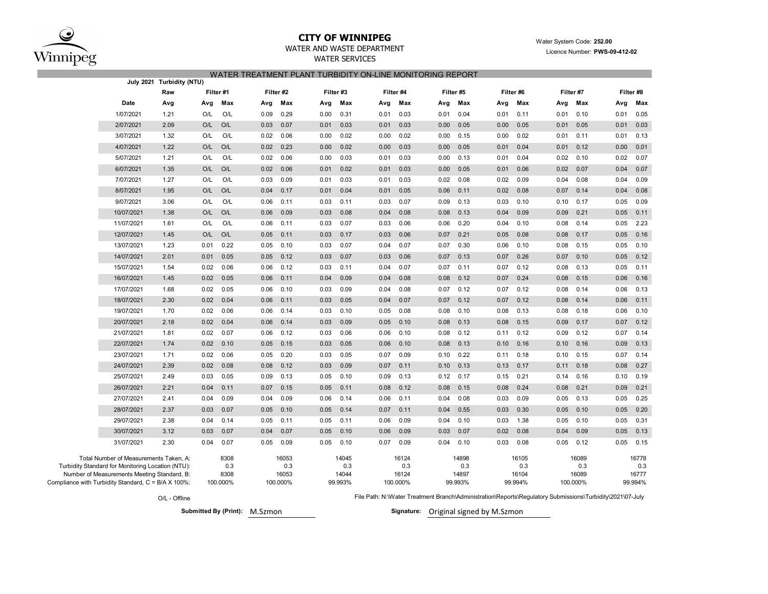# CITY OF WINNIPEG

WATER AND WASTE DEPARTMENT

WATER SERVICES

Water System Code: **252.00**

Licence Number: **PWS-09-412-02**

## WATER TREATMENT PLANT TURBIDITY ON-LINE MONITORING REPORT

**July 2021 Turbidity (NTU)**

| | Raw | Filter #1 | | Filter #2 | | Filter #3 | | Filter #4 | | Filter #5 | | Filter #6 | | Filter #7 | | Filter #8 | |
|---|---|---|---|---|---|---|---|---|---|---|---|---|---|---|---|---|---|
| **Date** | **Avg** | **Avg** | **Max** | **Avg** | **Max** | **Avg** | **Max** | **Avg** | **Max** | **Avg** | **Max** | **Avg** | **Max** | **Avg** | **Max** | **Avg** | **Max** |
| 1/07/2021 | 1.21 | O/L | O/L | 0.09 | 0.29 | 0.00 | 0.31 | 0.01 | 0.03 | 0.01 | 0.04 | 0.01 | 0.11 | 0.01 | 0.10 | 0.01 | 0.05 |
| 2/07/2021 | 2.09 | O/L | O/L | 0.03 | 0.07 | 0.01 | 0.03 | 0.01 | 0.03 | 0.00 | 0.05 | 0.00 | 0.05 | 0.01 | 0.05 | 0.01 | 0.03 |
| 3/07/2021 | 1.32 | O/L | O/L | 0.02 | 0.06 | 0.00 | 0.02 | 0.00 | 0.02 | 0.00 | 0.15 | 0.00 | 0.02 | 0.01 | 0.11 | 0.01 | 0.13 |
| 4/07/2021 | 1.22 | O/L | O/L | 0.02 | 0.23 | 0.00 | 0.02 | 0.00 | 0.03 | 0.00 | 0.05 | 0.01 | 0.04 | 0.01 | 0.12 | 0.00 | 0.01 |
| 5/07/2021 | 1.21 | O/L | O/L | 0.02 | 0.06 | 0.00 | 0.03 | 0.01 | 0.03 | 0.00 | 0.13 | 0.01 | 0.04 | 0.02 | 0.10 | 0.02 | 0.07 |
| 6/07/2021 | 1.35 | O/L | O/L | 0.02 | 0.06 | 0.01 | 0.02 | 0.01 | 0.03 | 0.00 | 0.05 | 0.01 | 0.06 | 0.02 | 0.07 | 0.04 | 0.07 |
| 7/07/2021 | 1.27 | O/L | O/L | 0.03 | 0.09 | 0.01 | 0.03 | 0.01 | 0.03 | 0.02 | 0.08 | 0.02 | 0.09 | 0.04 | 0.08 | 0.04 | 0.09 |
| 8/07/2021 | 1.95 | O/L | O/L | 0.04 | 0.17 | 0.01 | 0.04 | 0.01 | 0.05 | 0.06 | 0.11 | 0.02 | 0.08 | 0.07 | 0.14 | 0.04 | 0.08 |
| 9/07/2021 | 3.06 | O/L | O/L | 0.06 | 0.11 | 0.03 | 0.11 | 0.03 | 0.07 | 0.09 | 0.13 | 0.03 | 0.10 | 0.10 | 0.17 | 0.05 | 0.09 |
| 10/07/2021 | 1.38 | O/L | O/L | 0.06 | 0.09 | 0.03 | 0.08 | 0.04 | 0.08 | 0.08 | 0.13 | 0.04 | 0.09 | 0.09 | 0.21 | 0.05 | 0.11 |
| 11/07/2021 | 1.61 | O/L | O/L | 0.06 | 0.11 | 0.03 | 0.07 | 0.03 | 0.06 | 0.06 | 0.20 | 0.04 | 0.10 | 0.08 | 0.14 | 0.05 | 2.23 |
| 12/07/2021 | 1.45 | O/L | O/L | 0.05 | 0.11 | 0.03 | 0.17 | 0.03 | 0.06 | 0.07 | 0.21 | 0.05 | 0.08 | 0.08 | 0.17 | 0.05 | 0.16 |
| 13/07/2021 | 1.23 | 0.01 | 0.22 | 0.05 | 0.10 | 0.03 | 0.07 | 0.04 | 0.07 | 0.07 | 0.30 | 0.06 | 0.10 | 0.08 | 0.15 | 0.05 | 0.10 |
| 14/07/2021 | 2.01 | 0.01 | 0.05 | 0.05 | 0.12 | 0.03 | 0.07 | 0.03 | 0.06 | 0.07 | 0.13 | 0.07 | 0.26 | 0.07 | 0.10 | 0.05 | 0.12 |
| 15/07/2021 | 1.54 | 0.02 | 0.06 | 0.06 | 0.12 | 0.03 | 0.11 | 0.04 | 0.07 | 0.07 | 0.11 | 0.07 | 0.12 | 0.08 | 0.13 | 0.05 | 0.11 |
| 16/07/2021 | 1.45 | 0.02 | 0.05 | 0.06 | 0.11 | 0.04 | 0.09 | 0.04 | 0.08 | 0.08 | 0.12 | 0.07 | 0.24 | 0.08 | 0.15 | 0.06 | 0.16 |
| 17/07/2021 | 1.68 | 0.02 | 0.05 | 0.06 | 0.10 | 0.03 | 0.09 | 0.04 | 0.08 | 0.07 | 0.12 | 0.07 | 0.12 | 0.08 | 0.14 | 0.06 | 0.13 |
| 18/07/2021 | 2.30 | 0.02 | 0.04 | 0.06 | 0.11 | 0.03 | 0.05 | 0.04 | 0.07 | 0.07 | 0.12 | 0.07 | 0.12 | 0.08 | 0.14 | 0.06 | 0.11 |
| 19/07/2021 | 1.70 | 0.02 | 0.06 | 0.06 | 0.14 | 0.03 | 0.10 | 0.05 | 0.08 | 0.08 | 0.10 | 0.08 | 0.13 | 0.08 | 0.18 | 0.06 | 0.10 |
| 20/07/2021 | 2.18 | 0.02 | 0.04 | 0.06 | 0.14 | 0.03 | 0.09 | 0.05 | 0.10 | 0.08 | 0.13 | 0.08 | 0.15 | 0.09 | 0.17 | 0.07 | 0.12 |
| 21/07/2021 | 1.81 | 0.02 | 0.07 | 0.06 | 0.12 | 0.03 | 0.06 | 0.06 | 0.10 | 0.08 | 0.12 | 0.11 | 0.12 | 0.09 | 0.12 | 0.07 | 0.14 |
| 22/07/2021 | 1.74 | 0.02 | 0.10 | 0.05 | 0.15 | 0.03 | 0.05 | 0.06 | 0.10 | 0.08 | 0.13 | 0.10 | 0.16 | 0.10 | 0.16 | 0.09 | 0.13 |
| 23/07/2021 | 1.71 | 0.02 | 0.06 | 0.05 | 0.20 | 0.03 | 0.05 | 0.07 | 0.09 | 0.10 | 0.22 | 0.11 | 0.18 | 0.10 | 0.15 | 0.07 | 0.14 |
| 24/07/2021 | 2.39 | 0.02 | 0.08 | 0.08 | 0.12 | 0.03 | 0.09 | 0.07 | 0.11 | 0.10 | 0.13 | 0.13 | 0.17 | 0.11 | 0.18 | 0.08 | 0.27 |
| 25/07/2021 | 2.49 | 0.03 | 0.05 | 0.09 | 0.13 | 0.05 | 0.10 | 0.09 | 0.13 | 0.12 | 0.17 | 0.15 | 0.21 | 0.14 | 0.16 | 0.10 | 0.19 |
| 26/07/2021 | 2.21 | 0.04 | 0.11 | 0.07 | 0.15 | 0.05 | 0.11 | 0.08 | 0.12 | 0.08 | 0.15 | 0.08 | 0.24 | 0.08 | 0.21 | 0.09 | 0.21 |
| 27/07/2021 | 2.41 | 0.04 | 0.09 | 0.04 | 0.09 | 0.06 | 0.14 | 0.06 | 0.11 | 0.04 | 0.08 | 0.03 | 0.09 | 0.05 | 0.13 | 0.05 | 0.25 |
| 28/07/2021 | 2.37 | 0.03 | 0.07 | 0.05 | 0.10 | 0.05 | 0.14 | 0.07 | 0.11 | 0.04 | 0.55 | 0.03 | 0.30 | 0.05 | 0.10 | 0.05 | 0.20 |
| 29/07/2021 | 2.38 | 0.04 | 0.14 | 0.05 | 0.11 | 0.05 | 0.11 | 0.06 | 0.09 | 0.04 | 0.10 | 0.03 | 1.38 | 0.05 | 0.10 | 0.05 | 0.31 |
| 30/07/2021 | 3.12 | 0.03 | 0.07 | 0.04 | 0.07 | 0.05 | 0.10 | 0.06 | 0.09 | 0.03 | 0.07 | 0.02 | 0.08 | 0.04 | 0.09 | 0.05 | 0.13 |
| 31/07/2021 | 2.30 | 0.04 | 0.07 | 0.05 | 0.09 | 0.05 | 0.10 | 0.07 | 0.09 | 0.04 | 0.10 | 0.03 | 0.08 | 0.05 | 0.12 | 0.05 | 0.15 |
| Total Number of Measurements Taken, A: | | | 8308 | | 16053 | | 14045 | | 16124 | | 14898 | | 16105 | | 16089 | | 16778 |
| Turbidity Standard for Monitoring Location (NTU): | | | 0.3 | | 0.3 | | 0.3 | | 0.3 | | 0.3 | | 0.3 | | 0.3 | | 0.3 |
| Number of Measurements Meeting Standard, B: | | | 8308 | | 16053 | | 14044 | | 16124 | | 14897 | | 16104 | | 16089 | | 16777 |
| Compliance with Turbidity Standard, C = B/A X 100%: | | | 100.000% | | 100.000% | | 99.993% | | 100.000% | | 99.993% | | 99.994% | | 100.000% | | 99.994% |

O/L - Offline

File Path: N:\Water Treatment Branch\Administration\Reports\Regulatory Submissions\Turbidity\2021\07-July

**Submitted By (Print):** M.Szmon

**Signature:** Original signed by M.Szmon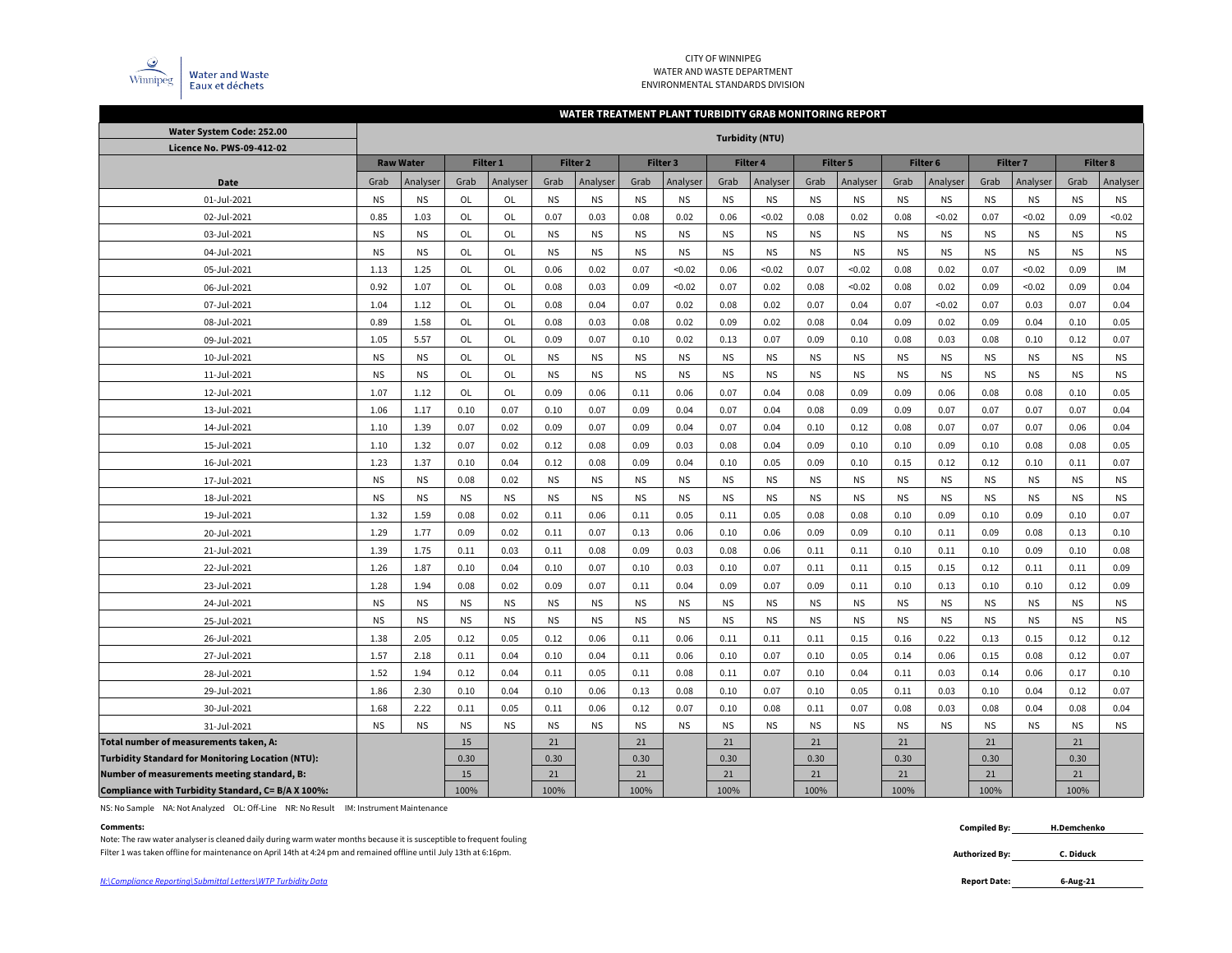CITY OF WINNIPEG
WATER AND WASTE DEPARTMENT
ENVIRONMENTAL STANDARDS DIVISION

Winnipeg | Water and Waste / Eaux et déchets

## WATER TREATMENT PLANT TURBIDITY GRAB MONITORING REPORT

**Water System Code: 252.00**
**Licence No. PWS-09-412-02**

| | Turbidity (NTU) | | | | | | | | | | | | | | | | | |
|---|---|---|---|---|---|---|---|---|---|---|---|---|---|---|---|---|---|---|
| | **Raw Water** | | **Filter 1** | | **Filter 2** | | **Filter 3** | | **Filter 4** | | **Filter 5** | | **Filter 6** | | **Filter 7** | | **Filter 8** | |
| **Date** | Grab | Analyser | Grab | Analyser | Grab | Analyser | Grab | Analyser | Grab | Analyser | Grab | Analyser | Grab | Analyser | Grab | Analyser | Grab | Analyser |
| 01-Jul-2021 | NS | NS | OL | OL | NS | NS | NS | NS | NS | NS | NS | NS | NS | NS | NS | NS | NS | NS |
| 02-Jul-2021 | 0.85 | 1.03 | OL | OL | 0.07 | 0.03 | 0.08 | 0.02 | 0.06 | <0.02 | 0.08 | 0.02 | 0.08 | <0.02 | 0.07 | <0.02 | 0.09 | <0.02 |
| 03-Jul-2021 | NS | NS | OL | OL | NS | NS | NS | NS | NS | NS | NS | NS | NS | NS | NS | NS | NS | NS |
| 04-Jul-2021 | NS | NS | OL | OL | NS | NS | NS | NS | NS | NS | NS | NS | NS | NS | NS | NS | NS | NS |
| 05-Jul-2021 | 1.13 | 1.25 | OL | OL | 0.06 | 0.02 | 0.07 | <0.02 | 0.06 | <0.02 | 0.07 | <0.02 | 0.08 | 0.02 | 0.07 | <0.02 | 0.09 | IM |
| 06-Jul-2021 | 0.92 | 1.07 | OL | OL | 0.08 | 0.03 | 0.09 | <0.02 | 0.07 | 0.02 | 0.08 | <0.02 | 0.08 | 0.02 | 0.09 | <0.02 | 0.09 | 0.04 |
| 07-Jul-2021 | 1.04 | 1.12 | OL | OL | 0.08 | 0.04 | 0.07 | 0.02 | 0.08 | 0.02 | 0.07 | 0.04 | 0.07 | <0.02 | 0.07 | 0.03 | 0.07 | 0.04 |
| 08-Jul-2021 | 0.89 | 1.58 | OL | OL | 0.08 | 0.03 | 0.08 | 0.02 | 0.09 | 0.02 | 0.08 | 0.04 | 0.09 | 0.02 | 0.09 | 0.04 | 0.10 | 0.05 |
| 09-Jul-2021 | 1.05 | 5.57 | OL | OL | 0.09 | 0.07 | 0.10 | 0.02 | 0.13 | 0.07 | 0.09 | 0.10 | 0.08 | 0.03 | 0.08 | 0.10 | 0.12 | 0.07 |
| 10-Jul-2021 | NS | NS | OL | OL | NS | NS | NS | NS | NS | NS | NS | NS | NS | NS | NS | NS | NS | NS |
| 11-Jul-2021 | NS | NS | OL | OL | NS | NS | NS | NS | NS | NS | NS | NS | NS | NS | NS | NS | NS | NS |
| 12-Jul-2021 | 1.07 | 1.12 | OL | OL | 0.09 | 0.06 | 0.11 | 0.06 | 0.07 | 0.04 | 0.08 | 0.09 | 0.09 | 0.06 | 0.08 | 0.08 | 0.10 | 0.05 |
| 13-Jul-2021 | 1.06 | 1.17 | 0.10 | 0.07 | 0.10 | 0.07 | 0.09 | 0.04 | 0.07 | 0.04 | 0.08 | 0.09 | 0.09 | 0.07 | 0.07 | 0.07 | 0.07 | 0.04 |
| 14-Jul-2021 | 1.10 | 1.39 | 0.07 | 0.02 | 0.09 | 0.07 | 0.09 | 0.04 | 0.07 | 0.04 | 0.10 | 0.12 | 0.08 | 0.07 | 0.07 | 0.07 | 0.06 | 0.04 |
| 15-Jul-2021 | 1.10 | 1.32 | 0.07 | 0.02 | 0.12 | 0.08 | 0.09 | 0.03 | 0.08 | 0.04 | 0.09 | 0.10 | 0.10 | 0.09 | 0.10 | 0.08 | 0.08 | 0.05 |
| 16-Jul-2021 | 1.23 | 1.37 | 0.10 | 0.04 | 0.12 | 0.08 | 0.09 | 0.04 | 0.10 | 0.05 | 0.09 | 0.10 | 0.15 | 0.12 | 0.12 | 0.10 | 0.11 | 0.07 |
| 17-Jul-2021 | NS | NS | 0.08 | 0.02 | NS | NS | NS | NS | NS | NS | NS | NS | NS | NS | NS | NS | NS | NS |
| 18-Jul-2021 | NS | NS | NS | NS | NS | NS | NS | NS | NS | NS | NS | NS | NS | NS | NS | NS | NS | NS |
| 19-Jul-2021 | 1.32 | 1.59 | 0.08 | 0.02 | 0.11 | 0.06 | 0.11 | 0.05 | 0.11 | 0.05 | 0.08 | 0.08 | 0.10 | 0.09 | 0.10 | 0.09 | 0.10 | 0.07 |
| 20-Jul-2021 | 1.29 | 1.77 | 0.09 | 0.02 | 0.11 | 0.07 | 0.13 | 0.06 | 0.10 | 0.06 | 0.09 | 0.09 | 0.10 | 0.11 | 0.09 | 0.08 | 0.13 | 0.10 |
| 21-Jul-2021 | 1.39 | 1.75 | 0.11 | 0.03 | 0.11 | 0.08 | 0.09 | 0.03 | 0.08 | 0.06 | 0.11 | 0.11 | 0.10 | 0.11 | 0.10 | 0.09 | 0.10 | 0.08 |
| 22-Jul-2021 | 1.26 | 1.87 | 0.10 | 0.04 | 0.10 | 0.07 | 0.10 | 0.03 | 0.10 | 0.07 | 0.11 | 0.11 | 0.15 | 0.15 | 0.12 | 0.11 | 0.11 | 0.09 |
| 23-Jul-2021 | 1.28 | 1.94 | 0.08 | 0.02 | 0.09 | 0.07 | 0.11 | 0.04 | 0.09 | 0.07 | 0.09 | 0.11 | 0.10 | 0.13 | 0.10 | 0.10 | 0.12 | 0.09 |
| 24-Jul-2021 | NS | NS | NS | NS | NS | NS | NS | NS | NS | NS | NS | NS | NS | NS | NS | NS | NS | NS |
| 25-Jul-2021 | NS | NS | NS | NS | NS | NS | NS | NS | NS | NS | NS | NS | NS | NS | NS | NS | NS | NS |
| 26-Jul-2021 | 1.38 | 2.05 | 0.12 | 0.05 | 0.12 | 0.06 | 0.11 | 0.06 | 0.11 | 0.11 | 0.11 | 0.15 | 0.16 | 0.22 | 0.13 | 0.15 | 0.12 | 0.12 |
| 27-Jul-2021 | 1.57 | 2.18 | 0.11 | 0.04 | 0.10 | 0.04 | 0.11 | 0.06 | 0.10 | 0.07 | 0.10 | 0.05 | 0.14 | 0.06 | 0.15 | 0.08 | 0.12 | 0.07 |
| 28-Jul-2021 | 1.52 | 1.94 | 0.12 | 0.04 | 0.11 | 0.05 | 0.11 | 0.08 | 0.11 | 0.07 | 0.10 | 0.04 | 0.11 | 0.03 | 0.14 | 0.06 | 0.17 | 0.10 |
| 29-Jul-2021 | 1.86 | 2.30 | 0.10 | 0.04 | 0.10 | 0.06 | 0.13 | 0.08 | 0.10 | 0.07 | 0.10 | 0.05 | 0.11 | 0.03 | 0.10 | 0.04 | 0.12 | 0.07 |
| 30-Jul-2021 | 1.68 | 2.22 | 0.11 | 0.05 | 0.11 | 0.06 | 0.12 | 0.07 | 0.10 | 0.08 | 0.11 | 0.07 | 0.08 | 0.03 | 0.08 | 0.04 | 0.08 | 0.04 |
| 31-Jul-2021 | NS | NS | NS | NS | NS | NS | NS | NS | NS | NS | NS | NS | NS | NS | NS | NS | NS | NS |
| **Total number of measurements taken, A:** | | | 15 | | 21 | | 21 | | 21 | | 21 | | 21 | | 21 | | 21 | |
| **Turbidity Standard for Monitoring Location (NTU):** | | | 0.30 | | 0.30 | | 0.30 | | 0.30 | | 0.30 | | 0.30 | | 0.30 | | 0.30 | |
| **Number of measurements meeting standard, B:** | | | 15 | | 21 | | 21 | | 21 | | 21 | | 21 | | 21 | | 21 | |
| **Compliance with Turbidity Standard, C= B/A X 100%:** | | | 100% | | 100% | | 100% | | 100% | | 100% | | 100% | | 100% | | 100% | |

NS: No Sample NA: Not Analyzed OL: Off-Line NR: No Result IM: Instrument Maintenance

**Comments:**

Note: The raw water analyser is cleaned daily during warm water months because it is susceptible to frequent fouling

Filter 1 was taken offline for maintenance on April 14th at 4:24 pm and remained offline until July 13th at 6:16pm.

**Compiled By:** H.Demchenko

**Authorized By:** C. Diduck

**Report Date:** 6-Aug-21

*N:\Compliance Reporting\Submittal Letters\WTP Turbidity Data*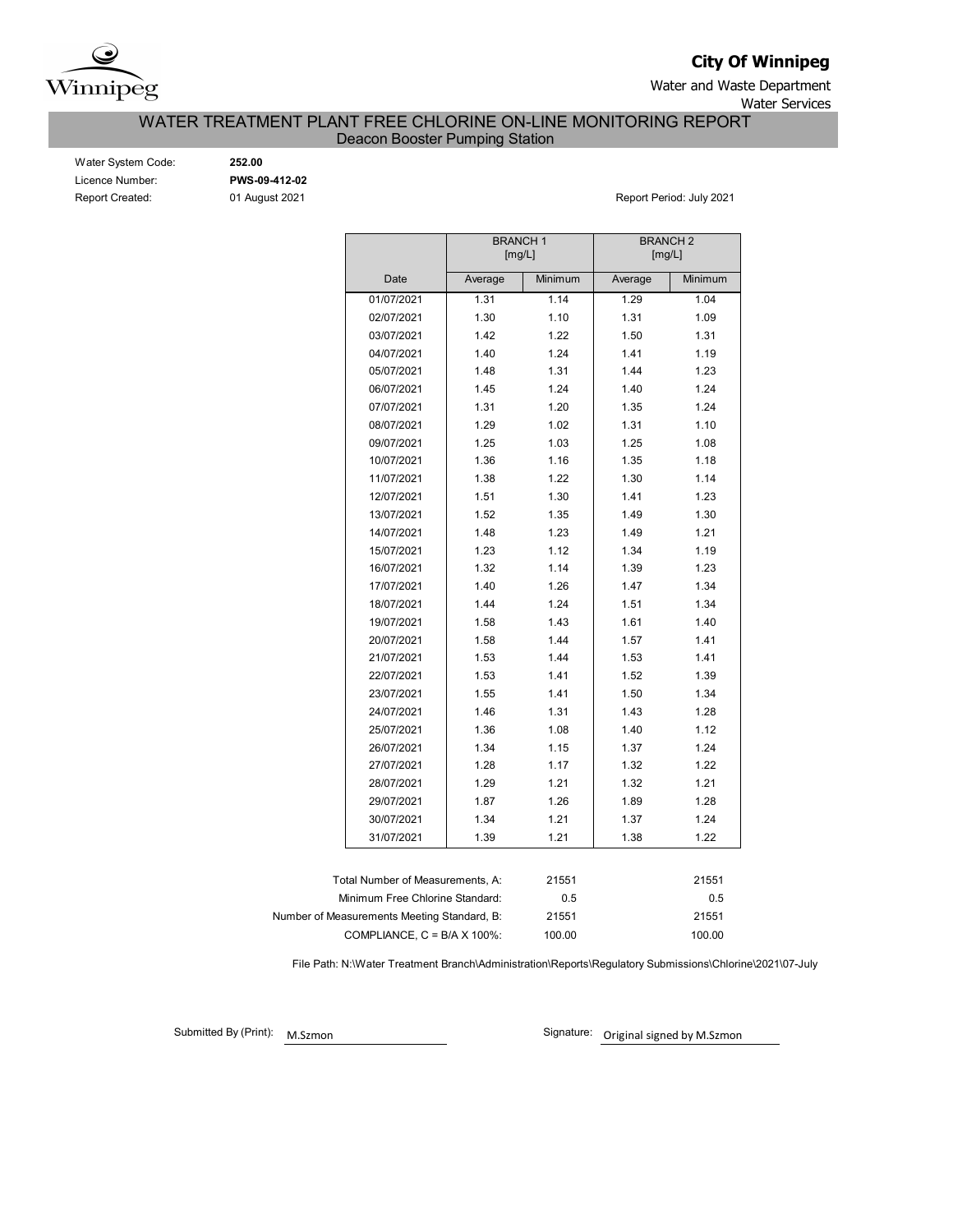**City Of Winnipeg**

Water and Waste Department

Water Services

# WATER TREATMENT PLANT FREE CHLORINE ON-LINE MONITORING REPORT

## Deacon Booster Pumping Station

Water System Code: **252.00**

Licence Number: **PWS-09-412-02**

Report Created: 01 August 2021

Report Period: July 2021

| | BRANCH 1 [mg/L] | | BRANCH 2 [mg/L] | |
|---|---|---|---|---|
| Date | Average | Minimum | Average | Minimum |
| 01/07/2021 | 1.31 | 1.14 | 1.29 | 1.04 |
| 02/07/2021 | 1.30 | 1.10 | 1.31 | 1.09 |
| 03/07/2021 | 1.42 | 1.22 | 1.50 | 1.31 |
| 04/07/2021 | 1.40 | 1.24 | 1.41 | 1.19 |
| 05/07/2021 | 1.48 | 1.31 | 1.44 | 1.23 |
| 06/07/2021 | 1.45 | 1.24 | 1.40 | 1.24 |
| 07/07/2021 | 1.31 | 1.20 | 1.35 | 1.24 |
| 08/07/2021 | 1.29 | 1.02 | 1.31 | 1.10 |
| 09/07/2021 | 1.25 | 1.03 | 1.25 | 1.08 |
| 10/07/2021 | 1.36 | 1.16 | 1.35 | 1.18 |
| 11/07/2021 | 1.38 | 1.22 | 1.30 | 1.14 |
| 12/07/2021 | 1.51 | 1.30 | 1.41 | 1.23 |
| 13/07/2021 | 1.52 | 1.35 | 1.49 | 1.30 |
| 14/07/2021 | 1.48 | 1.23 | 1.49 | 1.21 |
| 15/07/2021 | 1.23 | 1.12 | 1.34 | 1.19 |
| 16/07/2021 | 1.32 | 1.14 | 1.39 | 1.23 |
| 17/07/2021 | 1.40 | 1.26 | 1.47 | 1.34 |
| 18/07/2021 | 1.44 | 1.24 | 1.51 | 1.34 |
| 19/07/2021 | 1.58 | 1.43 | 1.61 | 1.40 |
| 20/07/2021 | 1.58 | 1.44 | 1.57 | 1.41 |
| 21/07/2021 | 1.53 | 1.44 | 1.53 | 1.41 |
| 22/07/2021 | 1.53 | 1.41 | 1.52 | 1.39 |
| 23/07/2021 | 1.55 | 1.41 | 1.50 | 1.34 |
| 24/07/2021 | 1.46 | 1.31 | 1.43 | 1.28 |
| 25/07/2021 | 1.36 | 1.08 | 1.40 | 1.12 |
| 26/07/2021 | 1.34 | 1.15 | 1.37 | 1.24 |
| 27/07/2021 | 1.28 | 1.17 | 1.32 | 1.22 |
| 28/07/2021 | 1.29 | 1.21 | 1.32 | 1.21 |
| 29/07/2021 | 1.87 | 1.26 | 1.89 | 1.28 |
| 30/07/2021 | 1.34 | 1.21 | 1.37 | 1.24 |
| 31/07/2021 | 1.39 | 1.21 | 1.38 | 1.22 |

| | Branch 1 | Branch 2 |
|---|---|---|
| Total Number of Measurements, A: | 21551 | 21551 |
| Minimum Free Chlorine Standard: | 0.5 | 0.5 |
| Number of Measurements Meeting Standard, B: | 21551 | 21551 |
| COMPLIANCE, C = B/A X 100%: | 100.00 | 100.00 |

File Path: N:\Water Treatment Branch\Administration\Reports\Regulatory Submissions\Chlorine\2021\07-July

Submitted By (Print): M.Szmon

Signature: Original signed by M.Szmon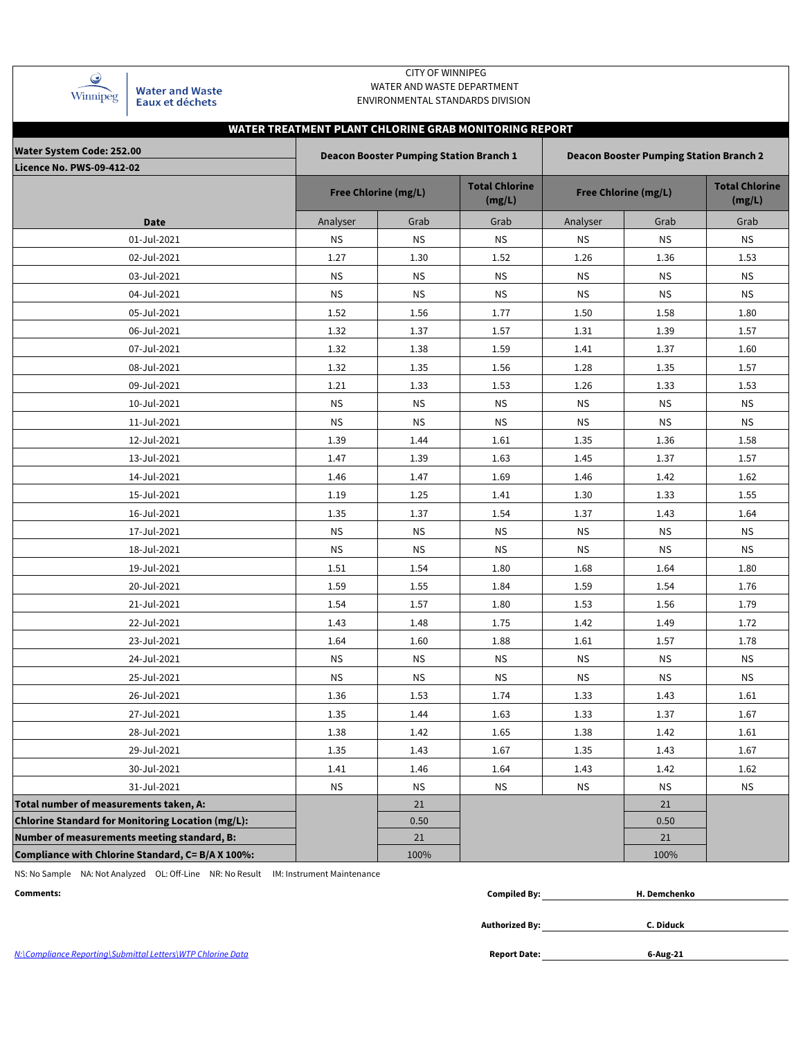CITY OF WINNIPEG
WATER AND WASTE DEPARTMENT
ENVIRONMENTAL STANDARDS DIVISION

Winnipeg Water and Waste / Eaux et déchets

## WATER TREATMENT PLANT CHLORINE GRAB MONITORING REPORT

**Water System Code: 252.00**
**Licence No. PWS-09-412-02**

| Date | Deacon Booster Pumping Station Branch 1 | | | Deacon Booster Pumping Station Branch 2 | | |
|---|---|---|---|---|---|---|
| | Free Chlorine (mg/L) | | Total Chlorine (mg/L) | Free Chlorine (mg/L) | | Total Chlorine (mg/L) |
| | Analyser | Grab | Grab | Analyser | Grab | Grab |
| 01-Jul-2021 | NS | NS | NS | NS | NS | NS |
| 02-Jul-2021 | 1.27 | 1.30 | 1.52 | 1.26 | 1.36 | 1.53 |
| 03-Jul-2021 | NS | NS | NS | NS | NS | NS |
| 04-Jul-2021 | NS | NS | NS | NS | NS | NS |
| 05-Jul-2021 | 1.52 | 1.56 | 1.77 | 1.50 | 1.58 | 1.80 |
| 06-Jul-2021 | 1.32 | 1.37 | 1.57 | 1.31 | 1.39 | 1.57 |
| 07-Jul-2021 | 1.32 | 1.38 | 1.59 | 1.41 | 1.37 | 1.60 |
| 08-Jul-2021 | 1.32 | 1.35 | 1.56 | 1.28 | 1.35 | 1.57 |
| 09-Jul-2021 | 1.21 | 1.33 | 1.53 | 1.26 | 1.33 | 1.53 |
| 10-Jul-2021 | NS | NS | NS | NS | NS | NS |
| 11-Jul-2021 | NS | NS | NS | NS | NS | NS |
| 12-Jul-2021 | 1.39 | 1.44 | 1.61 | 1.35 | 1.36 | 1.58 |
| 13-Jul-2021 | 1.47 | 1.39 | 1.63 | 1.45 | 1.37 | 1.57 |
| 14-Jul-2021 | 1.46 | 1.47 | 1.69 | 1.46 | 1.42 | 1.62 |
| 15-Jul-2021 | 1.19 | 1.25 | 1.41 | 1.30 | 1.33 | 1.55 |
| 16-Jul-2021 | 1.35 | 1.37 | 1.54 | 1.37 | 1.43 | 1.64 |
| 17-Jul-2021 | NS | NS | NS | NS | NS | NS |
| 18-Jul-2021 | NS | NS | NS | NS | NS | NS |
| 19-Jul-2021 | 1.51 | 1.54 | 1.80 | 1.68 | 1.64 | 1.80 |
| 20-Jul-2021 | 1.59 | 1.55 | 1.84 | 1.59 | 1.54 | 1.76 |
| 21-Jul-2021 | 1.54 | 1.57 | 1.80 | 1.53 | 1.56 | 1.79 |
| 22-Jul-2021 | 1.43 | 1.48 | 1.75 | 1.42 | 1.49 | 1.72 |
| 23-Jul-2021 | 1.64 | 1.60 | 1.88 | 1.61 | 1.57 | 1.78 |
| 24-Jul-2021 | NS | NS | NS | NS | NS | NS |
| 25-Jul-2021 | NS | NS | NS | NS | NS | NS |
| 26-Jul-2021 | 1.36 | 1.53 | 1.74 | 1.33 | 1.43 | 1.61 |
| 27-Jul-2021 | 1.35 | 1.44 | 1.63 | 1.33 | 1.37 | 1.67 |
| 28-Jul-2021 | 1.38 | 1.42 | 1.65 | 1.38 | 1.42 | 1.61 |
| 29-Jul-2021 | 1.35 | 1.43 | 1.67 | 1.35 | 1.43 | 1.67 |
| 30-Jul-2021 | 1.41 | 1.46 | 1.64 | 1.43 | 1.42 | 1.62 |
| 31-Jul-2021 | NS | NS | NS | NS | NS | NS |
| **Total number of measurements taken, A:** | | 21 | | | 21 | |
| **Chlorine Standard for Monitoring Location (mg/L):** | | 0.50 | | | 0.50 | |
| **Number of measurements meeting standard, B:** | | 21 | | | 21 | |
| **Compliance with Chlorine Standard, C= B/A X 100%:** | | 100% | | | 100% | |

NS: No Sample NA: Not Analyzed OL: Off-Line NR: No Result IM: Instrument Maintenance

**Comments:**

**Compiled By:** H. Demchenko

**Authorized By:** C. Diduck

**Report Date:** 6-Aug-21

*N:\Compliance Reporting\Submittal Letters\WTP Chlorine Data*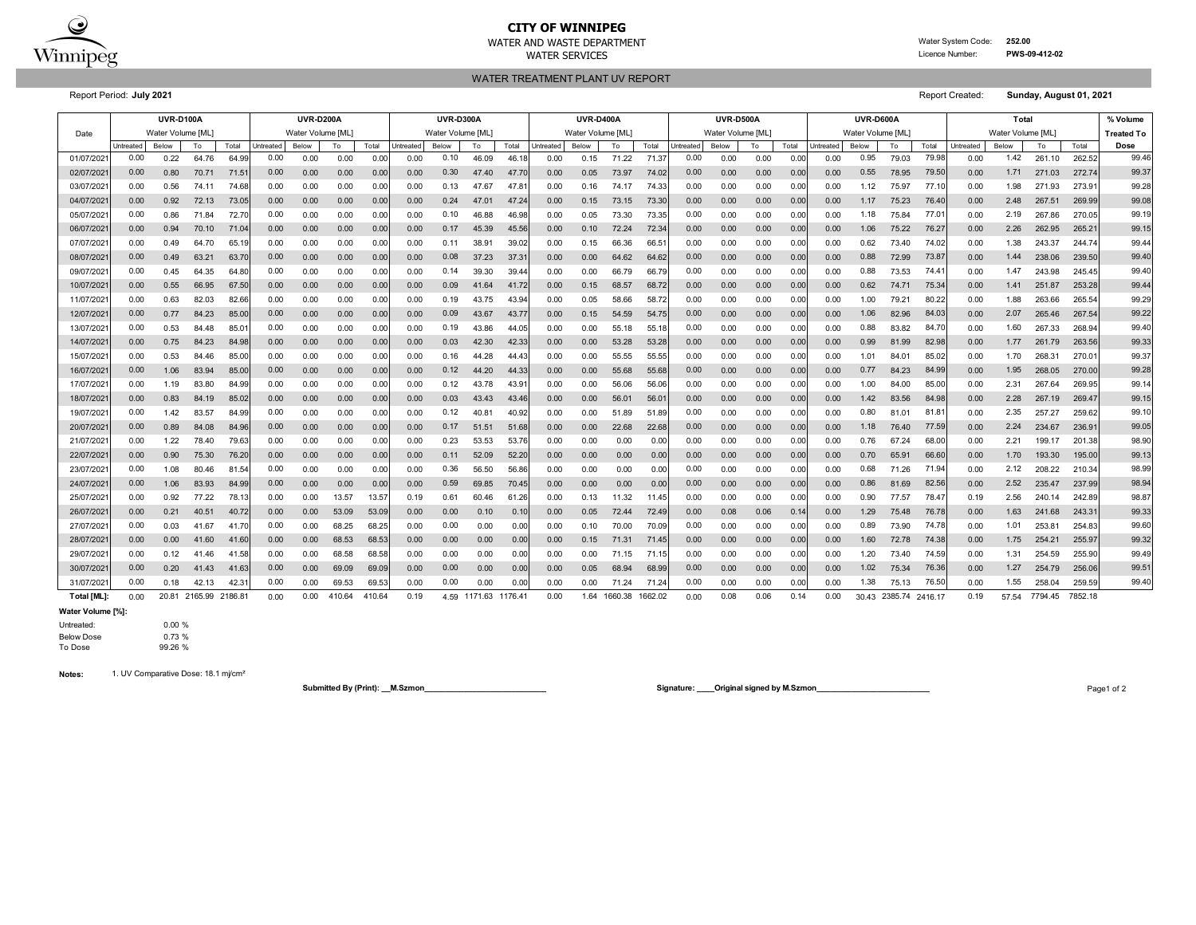# CITY OF WINNIPEG

WATER AND WASTE DEPARTMENT

WATER SERVICES

Water System Code: **252.00**

Licence Number: **PWS-09-412-02**

## WATER TREATMENT PLANT UV REPORT

Report Period: **July 2021**

Report Created: **Sunday, August 01, 2021**

| Date | UVR-D100A Water Volume [ML] | | | | UVR-D200A Water Volume [ML] | | | | UVR-D300A Water Volume [ML] | | | | UVR-D400A Water Volume [ML] | | | | UVR-D500A Water Volume [ML] | | | | UVR-D600A Water Volume [ML] | | | | Total Water Volume [ML] | | | | % Volume Treated To Dose |
|---|---|---|---|---|---|---|---|---|---|---|---|---|---|---|---|---|---|---|---|---|---|---|---|---|---|---|---|---|---|
| | Untreated | Below | To | Total | Untreated | Below | To | Total | Untreated | Below | To | Total | Untreated | Below | To | Total | Untreated | Below | To | Total | Untreated | Below | To | Total | Untreated | Below | To | Total | |
| 01/07/2021 | 0.00 | 0.22 | 64.76 | 64.99 | 0.00 | 0.00 | 0.00 | 0.00 | 0.00 | 0.10 | 46.09 | 46.18 | 0.00 | 0.15 | 71.22 | 71.37 | 0.00 | 0.00 | 0.00 | 0.00 | 0.00 | 0.95 | 79.03 | 79.98 | 0.00 | 1.42 | 261.10 | 262.52 | 99.46 |
| 02/07/2021 | 0.00 | 0.80 | 70.71 | 71.51 | 0.00 | 0.00 | 0.00 | 0.00 | 0.00 | 0.30 | 47.40 | 47.70 | 0.00 | 0.05 | 73.97 | 74.02 | 0.00 | 0.00 | 0.00 | 0.00 | 0.00 | 0.55 | 78.95 | 79.50 | 0.00 | 1.71 | 271.03 | 272.74 | 99.37 |
| 03/07/2021 | 0.00 | 0.56 | 74.11 | 74.68 | 0.00 | 0.00 | 0.00 | 0.00 | 0.00 | 0.13 | 47.67 | 47.81 | 0.00 | 0.16 | 74.17 | 74.33 | 0.00 | 0.00 | 0.00 | 0.00 | 0.00 | 1.12 | 75.97 | 77.10 | 0.00 | 1.98 | 271.93 | 273.91 | 99.28 |
| 04/07/2021 | 0.00 | 0.92 | 72.13 | 73.05 | 0.00 | 0.00 | 0.00 | 0.00 | 0.00 | 0.24 | 47.01 | 47.24 | 0.00 | 0.15 | 73.15 | 73.30 | 0.00 | 0.00 | 0.00 | 0.00 | 0.00 | 1.17 | 75.23 | 76.40 | 0.00 | 2.48 | 267.51 | 269.99 | 99.08 |
| 05/07/2021 | 0.00 | 0.86 | 71.84 | 72.70 | 0.00 | 0.00 | 0.00 | 0.00 | 0.00 | 0.10 | 46.88 | 46.98 | 0.00 | 0.05 | 73.30 | 73.35 | 0.00 | 0.00 | 0.00 | 0.00 | 0.00 | 1.18 | 75.84 | 77.01 | 0.00 | 2.19 | 267.86 | 270.05 | 99.19 |
| 06/07/2021 | 0.00 | 0.94 | 70.10 | 71.04 | 0.00 | 0.00 | 0.00 | 0.00 | 0.00 | 0.17 | 45.39 | 45.56 | 0.00 | 0.10 | 72.24 | 72.34 | 0.00 | 0.00 | 0.00 | 0.00 | 0.00 | 1.06 | 75.22 | 76.27 | 0.00 | 2.26 | 262.95 | 265.21 | 99.15 |
| 07/07/2021 | 0.00 | 0.49 | 64.70 | 65.19 | 0.00 | 0.00 | 0.00 | 0.00 | 0.00 | 0.11 | 38.91 | 39.02 | 0.00 | 0.15 | 66.36 | 66.51 | 0.00 | 0.00 | 0.00 | 0.00 | 0.00 | 0.62 | 73.40 | 74.02 | 0.00 | 1.38 | 243.37 | 244.74 | 99.44 |
| 08/07/2021 | 0.00 | 0.49 | 63.21 | 63.70 | 0.00 | 0.00 | 0.00 | 0.00 | 0.00 | 0.08 | 37.23 | 37.31 | 0.00 | 0.00 | 64.62 | 64.62 | 0.00 | 0.00 | 0.00 | 0.00 | 0.00 | 0.88 | 72.99 | 73.87 | 0.00 | 1.44 | 238.06 | 239.50 | 99.40 |
| 09/07/2021 | 0.00 | 0.45 | 64.35 | 64.80 | 0.00 | 0.00 | 0.00 | 0.00 | 0.00 | 0.14 | 39.30 | 39.44 | 0.00 | 0.00 | 66.79 | 66.79 | 0.00 | 0.00 | 0.00 | 0.00 | 0.00 | 0.88 | 73.53 | 74.41 | 0.00 | 1.47 | 243.98 | 245.45 | 99.40 |
| 10/07/2021 | 0.00 | 0.55 | 66.95 | 67.50 | 0.00 | 0.00 | 0.00 | 0.00 | 0.00 | 0.09 | 41.64 | 41.72 | 0.00 | 0.15 | 68.57 | 68.72 | 0.00 | 0.00 | 0.00 | 0.00 | 0.00 | 0.62 | 74.71 | 75.34 | 0.00 | 1.41 | 251.87 | 253.28 | 99.44 |
| 11/07/2021 | 0.00 | 0.63 | 82.03 | 82.66 | 0.00 | 0.00 | 0.00 | 0.00 | 0.00 | 0.19 | 43.75 | 43.94 | 0.00 | 0.05 | 58.66 | 58.72 | 0.00 | 0.00 | 0.00 | 0.00 | 0.00 | 1.00 | 79.21 | 80.22 | 0.00 | 1.88 | 263.66 | 265.54 | 99.29 |
| 12/07/2021 | 0.00 | 0.77 | 84.23 | 85.00 | 0.00 | 0.00 | 0.00 | 0.00 | 0.00 | 0.09 | 43.67 | 43.77 | 0.00 | 0.15 | 54.59 | 54.75 | 0.00 | 0.00 | 0.00 | 0.00 | 0.00 | 1.06 | 82.96 | 84.03 | 0.00 | 2.07 | 265.46 | 267.54 | 99.22 |
| 13/07/2021 | 0.00 | 0.53 | 84.48 | 85.01 | 0.00 | 0.00 | 0.00 | 0.00 | 0.00 | 0.19 | 43.86 | 44.05 | 0.00 | 0.00 | 55.18 | 55.18 | 0.00 | 0.00 | 0.00 | 0.00 | 0.00 | 0.88 | 83.82 | 84.70 | 0.00 | 1.60 | 267.33 | 268.94 | 99.40 |
| 14/07/2021 | 0.00 | 0.75 | 84.23 | 84.98 | 0.00 | 0.00 | 0.00 | 0.00 | 0.00 | 0.03 | 42.30 | 42.33 | 0.00 | 0.00 | 53.28 | 53.28 | 0.00 | 0.00 | 0.00 | 0.00 | 0.00 | 0.99 | 81.99 | 82.98 | 0.00 | 1.77 | 261.79 | 263.56 | 99.33 |
| 15/07/2021 | 0.00 | 0.53 | 84.46 | 85.00 | 0.00 | 0.00 | 0.00 | 0.00 | 0.00 | 0.16 | 44.28 | 44.43 | 0.00 | 0.00 | 55.55 | 55.55 | 0.00 | 0.00 | 0.00 | 0.00 | 0.00 | 1.01 | 84.01 | 85.02 | 0.00 | 1.70 | 268.31 | 270.01 | 99.37 |
| 16/07/2021 | 0.00 | 1.06 | 83.94 | 85.00 | 0.00 | 0.00 | 0.00 | 0.00 | 0.00 | 0.12 | 44.20 | 44.33 | 0.00 | 0.00 | 55.68 | 55.68 | 0.00 | 0.00 | 0.00 | 0.00 | 0.00 | 0.77 | 84.23 | 84.99 | 0.00 | 1.95 | 268.05 | 270.00 | 99.28 |
| 17/07/2021 | 0.00 | 1.19 | 83.80 | 84.99 | 0.00 | 0.00 | 0.00 | 0.00 | 0.00 | 0.12 | 43.78 | 43.91 | 0.00 | 0.00 | 56.06 | 56.06 | 0.00 | 0.00 | 0.00 | 0.00 | 0.00 | 1.00 | 84.00 | 85.00 | 0.00 | 2.31 | 267.64 | 269.95 | 99.14 |
| 18/07/2021 | 0.00 | 0.83 | 84.19 | 85.02 | 0.00 | 0.00 | 0.00 | 0.00 | 0.00 | 0.03 | 43.43 | 43.46 | 0.00 | 0.00 | 56.01 | 56.01 | 0.00 | 0.00 | 0.00 | 0.00 | 0.00 | 1.42 | 83.56 | 84.98 | 0.00 | 2.28 | 267.19 | 269.47 | 99.15 |
| 19/07/2021 | 0.00 | 1.42 | 83.57 | 84.99 | 0.00 | 0.00 | 0.00 | 0.00 | 0.00 | 0.12 | 40.81 | 40.92 | 0.00 | 0.00 | 51.89 | 51.89 | 0.00 | 0.00 | 0.00 | 0.00 | 0.00 | 0.80 | 81.01 | 81.81 | 0.00 | 2.35 | 257.27 | 259.62 | 99.10 |
| 20/07/2021 | 0.00 | 0.89 | 84.08 | 84.96 | 0.00 | 0.00 | 0.00 | 0.00 | 0.00 | 0.17 | 51.51 | 51.68 | 0.00 | 0.00 | 22.68 | 22.68 | 0.00 | 0.00 | 0.00 | 0.00 | 0.00 | 1.18 | 76.40 | 77.59 | 0.00 | 2.24 | 234.67 | 236.91 | 99.05 |
| 21/07/2021 | 0.00 | 1.22 | 78.40 | 79.63 | 0.00 | 0.00 | 0.00 | 0.00 | 0.00 | 0.23 | 53.53 | 53.76 | 0.00 | 0.00 | 0.00 | 0.00 | 0.00 | 0.00 | 0.00 | 0.00 | 0.00 | 0.76 | 67.24 | 68.00 | 0.00 | 2.21 | 199.17 | 201.38 | 98.90 |
| 22/07/2021 | 0.00 | 0.90 | 75.30 | 76.20 | 0.00 | 0.00 | 0.00 | 0.00 | 0.00 | 0.11 | 52.09 | 52.20 | 0.00 | 0.00 | 0.00 | 0.00 | 0.00 | 0.00 | 0.00 | 0.00 | 0.00 | 0.70 | 65.91 | 66.60 | 0.00 | 1.70 | 193.30 | 195.00 | 99.13 |
| 23/07/2021 | 0.00 | 1.08 | 80.46 | 81.54 | 0.00 | 0.00 | 0.00 | 0.00 | 0.00 | 0.36 | 56.50 | 56.86 | 0.00 | 0.00 | 0.00 | 0.00 | 0.00 | 0.00 | 0.00 | 0.00 | 0.00 | 0.68 | 71.26 | 71.94 | 0.00 | 2.12 | 208.22 | 210.34 | 98.99 |
| 24/07/2021 | 0.00 | 1.06 | 83.93 | 84.99 | 0.00 | 0.00 | 0.00 | 0.00 | 0.00 | 0.59 | 69.85 | 70.45 | 0.00 | 0.00 | 0.00 | 0.00 | 0.00 | 0.00 | 0.00 | 0.00 | 0.00 | 0.86 | 81.69 | 82.56 | 0.00 | 2.52 | 235.47 | 237.99 | 98.94 |
| 25/07/2021 | 0.00 | 0.92 | 77.22 | 78.13 | 0.00 | 0.00 | 13.57 | 13.57 | 0.19 | 0.61 | 60.46 | 61.26 | 0.00 | 0.13 | 11.32 | 11.45 | 0.00 | 0.00 | 0.00 | 0.00 | 0.00 | 0.90 | 77.57 | 78.47 | 0.19 | 2.56 | 240.14 | 242.89 | 98.87 |
| 26/07/2021 | 0.00 | 0.21 | 40.51 | 40.72 | 0.00 | 0.00 | 53.09 | 53.09 | 0.00 | 0.00 | 0.10 | 0.10 | 0.00 | 0.05 | 72.44 | 72.49 | 0.00 | 0.08 | 0.06 | 0.14 | 0.00 | 1.29 | 75.48 | 76.78 | 0.00 | 1.63 | 241.68 | 243.31 | 99.33 |
| 27/07/2021 | 0.00 | 0.03 | 41.67 | 41.70 | 0.00 | 0.00 | 68.25 | 68.25 | 0.00 | 0.00 | 0.00 | 0.00 | 0.00 | 0.10 | 70.00 | 70.09 | 0.00 | 0.00 | 0.00 | 0.00 | 0.00 | 0.89 | 73.90 | 74.78 | 0.00 | 1.01 | 253.81 | 254.83 | 99.60 |
| 28/07/2021 | 0.00 | 0.00 | 41.60 | 41.60 | 0.00 | 0.00 | 68.53 | 68.53 | 0.00 | 0.00 | 0.00 | 0.00 | 0.00 | 0.15 | 71.31 | 71.45 | 0.00 | 0.00 | 0.00 | 0.00 | 0.00 | 1.60 | 72.78 | 74.38 | 0.00 | 1.75 | 254.21 | 255.97 | 99.32 |
| 29/07/2021 | 0.00 | 0.12 | 41.46 | 41.58 | 0.00 | 0.00 | 68.58 | 68.58 | 0.00 | 0.00 | 0.00 | 0.00 | 0.00 | 0.00 | 71.15 | 71.15 | 0.00 | 0.00 | 0.00 | 0.00 | 0.00 | 1.20 | 73.40 | 74.59 | 0.00 | 1.31 | 254.59 | 255.90 | 99.49 |
| 30/07/2021 | 0.00 | 0.20 | 41.43 | 41.63 | 0.00 | 0.00 | 69.09 | 69.09 | 0.00 | 0.00 | 0.00 | 0.00 | 0.00 | 0.05 | 68.94 | 68.99 | 0.00 | 0.00 | 0.00 | 0.00 | 0.00 | 1.02 | 75.34 | 76.36 | 0.00 | 1.27 | 254.79 | 256.06 | 99.51 |
| 31/07/2021 | 0.00 | 0.18 | 42.13 | 42.31 | 0.00 | 0.00 | 69.53 | 69.53 | 0.00 | 0.00 | 0.00 | 0.00 | 0.00 | 0.00 | 71.24 | 71.24 | 0.00 | 0.00 | 0.00 | 0.00 | 0.00 | 1.38 | 75.13 | 76.50 | 0.00 | 1.55 | 258.04 | 259.59 | 99.40 |
| **Total [ML]:** | 0.00 | 20.81 | 2165.99 | 2186.81 | 0.00 | 0.00 | 410.64 | 410.64 | 0.19 | 4.59 | 1171.63 | 1176.41 | 0.00 | 1.64 | 1660.38 | 1662.02 | 0.00 | 0.08 | 0.06 | 0.14 | 0.00 | 30.43 | 2385.74 | 2416.17 | 0.19 | 57.54 | 7794.45 | 7852.18 | |

**Water Volume [%]:**

| | |
|---|---|
| Untreated: | 0.00 % |
| Below Dose | 0.73 % |
| To Dose | 99.26 % |

**Notes:** 1. UV Comparative Dose: 18.1 mj/cm²

**Submitted By (Print):** __M.Szmon____________________________

**Signature:** ____Original signed by M.Szmon__________________________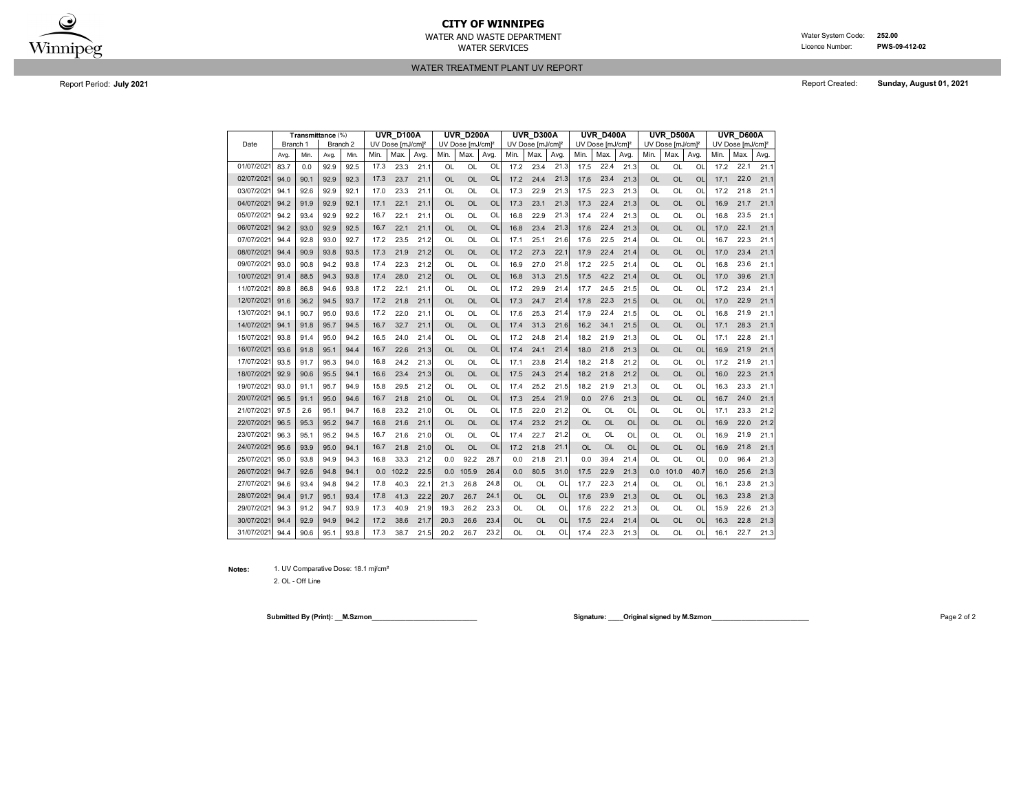**CITY OF WINNIPEG**

WATER AND WASTE DEPARTMENT

WATER SERVICES

Water System Code: **252.00**

Licence Number: **PWS-09-412-02**

WATER TREATMENT PLANT UV REPORT

Report Period: **July 2021**

Report Created: **Sunday, August 01, 2021**

| Date | Transmittance (%) | | | | UVR_D100A | | | UVR_D200A | | | UVR_D300A | | | UVR_D400A | | | UVR_D500A | | | UVR_D600A | | |
|---|---|---|---|---|---|---|---|---|---|---|---|---|---|---|---|---|---|---|---|---|---|---|
| | Branch 1 | | Branch 2 | | UV Dose [mJ/cm]² | | | UV Dose [mJ/cm]² | | | UV Dose [mJ/cm]² | | | UV Dose [mJ/cm]² | | | UV Dose [mJ/cm]² | | | UV Dose [mJ/cm]² | | |
| | Avg. | Min. | Avg. | Min. | Min. | Max. | Avg. | Min. | Max. | Avg. | Min. | Max. | Avg. | Min. | Max. | Avg. | Min. | Max. | Avg. | Min. | Max. | Avg. |
| 01/07/2021 | 83.7 | 0.0 | 92.9 | 92.5 | 17.3 | 23.3 | 21.1 | OL | OL | OL | 17.2 | 23.4 | 21.3 | 17.5 | 22.4 | 21.3 | OL | OL | OL | 17.2 | 22.1 | 21.1 |
| 02/07/2021 | 94.0 | 90.1 | 92.9 | 92.3 | 17.3 | 23.7 | 21.1 | OL | OL | OL | 17.2 | 24.4 | 21.3 | 17.6 | 23.4 | 21.3 | OL | OL | OL | 17.1 | 22.0 | 21.1 |
| 03/07/2021 | 94.1 | 92.6 | 92.9 | 92.1 | 17.0 | 23.3 | 21.1 | OL | OL | OL | 17.3 | 22.9 | 21.3 | 17.5 | 22.3 | 21.3 | OL | OL | OL | 17.2 | 21.8 | 21.1 |
| 04/07/2021 | 94.2 | 91.9 | 92.9 | 92.1 | 17.1 | 22.1 | 21.1 | OL | OL | OL | 17.3 | 23.1 | 21.3 | 17.3 | 22.4 | 21.3 | OL | OL | OL | 16.9 | 21.7 | 21.1 |
| 05/07/2021 | 94.2 | 93.4 | 92.9 | 92.2 | 16.7 | 22.1 | 21.1 | OL | OL | OL | 16.8 | 22.9 | 21.3 | 17.4 | 22.4 | 21.3 | OL | OL | OL | 16.8 | 23.5 | 21.1 |
| 06/07/2021 | 94.2 | 93.0 | 92.9 | 92.5 | 16.7 | 22.1 | 21.1 | OL | OL | OL | 16.8 | 23.4 | 21.3 | 17.6 | 22.4 | 21.3 | OL | OL | OL | 17.0 | 22.1 | 21.1 |
| 07/07/2021 | 94.4 | 92.8 | 93.0 | 92.7 | 17.2 | 23.5 | 21.2 | OL | OL | OL | 17.1 | 25.1 | 21.6 | 17.6 | 22.5 | 21.4 | OL | OL | OL | 16.7 | 22.3 | 21.1 |
| 08/07/2021 | 94.4 | 90.9 | 93.8 | 93.5 | 17.3 | 21.9 | 21.2 | OL | OL | OL | 17.2 | 27.3 | 22.1 | 17.9 | 22.4 | 21.4 | OL | OL | OL | 17.0 | 23.4 | 21.1 |
| 09/07/2021 | 93.0 | 90.8 | 94.2 | 93.8 | 17.4 | 22.3 | 21.2 | OL | OL | OL | 16.9 | 27.0 | 21.8 | 17.2 | 22.5 | 21.4 | OL | OL | OL | 16.8 | 23.6 | 21.1 |
| 10/07/2021 | 91.4 | 88.5 | 94.3 | 93.8 | 17.4 | 28.0 | 21.2 | OL | OL | OL | 16.8 | 31.3 | 21.5 | 17.5 | 42.2 | 21.4 | OL | OL | OL | 17.0 | 39.6 | 21.1 |
| 11/07/2021 | 89.8 | 86.8 | 94.6 | 93.8 | 17.2 | 22.1 | 21.1 | OL | OL | OL | 17.2 | 29.9 | 21.4 | 17.7 | 24.5 | 21.5 | OL | OL | OL | 17.2 | 23.4 | 21.1 |
| 12/07/2021 | 91.6 | 36.2 | 94.5 | 93.7 | 17.2 | 21.8 | 21.1 | OL | OL | OL | 17.3 | 24.7 | 21.4 | 17.8 | 22.3 | 21.5 | OL | OL | OL | 17.0 | 22.9 | 21.1 |
| 13/07/2021 | 94.1 | 90.7 | 95.0 | 93.6 | 17.2 | 22.0 | 21.1 | OL | OL | OL | 17.6 | 25.3 | 21.4 | 17.9 | 22.4 | 21.5 | OL | OL | OL | 16.8 | 21.9 | 21.1 |
| 14/07/2021 | 94.1 | 91.8 | 95.7 | 94.5 | 16.7 | 32.7 | 21.1 | OL | OL | OL | 17.4 | 31.3 | 21.6 | 16.2 | 34.1 | 21.5 | OL | OL | OL | 17.1 | 28.3 | 21.1 |
| 15/07/2021 | 93.8 | 91.4 | 95.0 | 94.2 | 16.5 | 24.0 | 21.4 | OL | OL | OL | 17.2 | 24.8 | 21.4 | 18.2 | 21.9 | 21.3 | OL | OL | OL | 17.1 | 22.8 | 21.1 |
| 16/07/2021 | 93.6 | 91.8 | 95.1 | 94.4 | 16.7 | 22.6 | 21.3 | OL | OL | OL | 17.4 | 24.1 | 21.4 | 18.0 | 21.8 | 21.3 | OL | OL | OL | 16.9 | 21.9 | 21.1 |
| 17/07/2021 | 93.5 | 91.7 | 95.3 | 94.0 | 16.8 | 24.2 | 21.3 | OL | OL | OL | 17.1 | 23.8 | 21.4 | 18.2 | 21.8 | 21.2 | OL | OL | OL | 17.2 | 21.9 | 21.1 |
| 18/07/2021 | 92.9 | 90.6 | 95.5 | 94.1 | 16.6 | 23.4 | 21.3 | OL | OL | OL | 17.5 | 24.3 | 21.4 | 18.2 | 21.8 | 21.2 | OL | OL | OL | 16.0 | 22.3 | 21.1 |
| 19/07/2021 | 93.0 | 91.1 | 95.7 | 94.9 | 15.8 | 29.5 | 21.2 | OL | OL | OL | 17.4 | 25.2 | 21.5 | 18.2 | 21.9 | 21.3 | OL | OL | OL | 16.3 | 23.3 | 21.1 |
| 20/07/2021 | 96.5 | 91.1 | 95.0 | 94.6 | 16.7 | 21.8 | 21.0 | OL | OL | OL | 17.3 | 25.4 | 21.9 | 0.0 | 27.6 | 21.3 | OL | OL | OL | 16.7 | 24.0 | 21.1 |
| 21/07/2021 | 97.5 | 2.6 | 95.1 | 94.7 | 16.8 | 23.2 | 21.0 | OL | OL | OL | 17.5 | 22.0 | 21.2 | OL | OL | OL | OL | OL | OL | 17.1 | 23.3 | 21.2 |
| 22/07/2021 | 96.5 | 95.3 | 95.2 | 94.7 | 16.8 | 21.6 | 21.1 | OL | OL | OL | 17.4 | 23.2 | 21.2 | OL | OL | OL | OL | OL | OL | 16.9 | 22.0 | 21.2 |
| 23/07/2021 | 96.3 | 95.1 | 95.2 | 94.5 | 16.7 | 21.6 | 21.0 | OL | OL | OL | 17.4 | 22.7 | 21.2 | OL | OL | OL | OL | OL | OL | 16.9 | 21.9 | 21.1 |
| 24/07/2021 | 95.6 | 93.9 | 95.0 | 94.1 | 16.7 | 21.8 | 21.0 | OL | OL | OL | 17.2 | 21.8 | 21.1 | OL | OL | OL | OL | OL | OL | 16.9 | 21.8 | 21.1 |
| 25/07/2021 | 95.0 | 93.8 | 94.9 | 94.3 | 16.8 | 33.3 | 21.2 | 0.0 | 92.2 | 28.7 | 0.0 | 21.8 | 21.1 | 0.0 | 39.4 | 21.4 | OL | OL | OL | 0.0 | 96.4 | 21.3 |
| 26/07/2021 | 94.7 | 92.6 | 94.8 | 94.1 | 0.0 | 102.2 | 22.5 | 0.0 | 105.9 | 26.4 | 0.0 | 80.5 | 31.0 | 17.5 | 22.9 | 21.3 | 0.0 | 101.0 | 40.7 | 16.0 | 25.6 | 21.3 |
| 27/07/2021 | 94.6 | 93.4 | 94.8 | 94.2 | 17.8 | 40.3 | 22.1 | 21.3 | 26.8 | 24.8 | OL | OL | OL | 17.7 | 22.3 | 21.4 | OL | OL | OL | 16.1 | 23.8 | 21.3 |
| 28/07/2021 | 94.4 | 91.7 | 95.1 | 93.4 | 17.8 | 41.3 | 22.2 | 20.7 | 26.7 | 24.1 | OL | OL | OL | 17.6 | 23.9 | 21.3 | OL | OL | OL | 16.3 | 23.8 | 21.3 |
| 29/07/2021 | 94.3 | 91.2 | 94.7 | 93.9 | 17.3 | 40.9 | 21.9 | 19.3 | 26.2 | 23.3 | OL | OL | OL | 17.6 | 22.2 | 21.3 | OL | OL | OL | 15.9 | 22.6 | 21.3 |
| 30/07/2021 | 94.4 | 92.9 | 94.9 | 94.2 | 17.2 | 38.6 | 21.7 | 20.3 | 26.6 | 23.4 | OL | OL | OL | 17.5 | 22.4 | 21.4 | OL | OL | OL | 16.3 | 22.8 | 21.3 |
| 31/07/2021 | 94.4 | 90.6 | 95.1 | 93.8 | 17.3 | 38.7 | 21.5 | 20.2 | 26.7 | 23.2 | OL | OL | OL | 17.4 | 22.3 | 21.3 | OL | OL | OL | 16.1 | 22.7 | 21.3 |

**Notes:**

1. UV Comparative Dose: 18.1 mj/cm²
2. OL - Off Line

**Submitted By (Print): __M.Szmon____________________________**

**Signature: ____Original signed by M.Szmon__________________________**